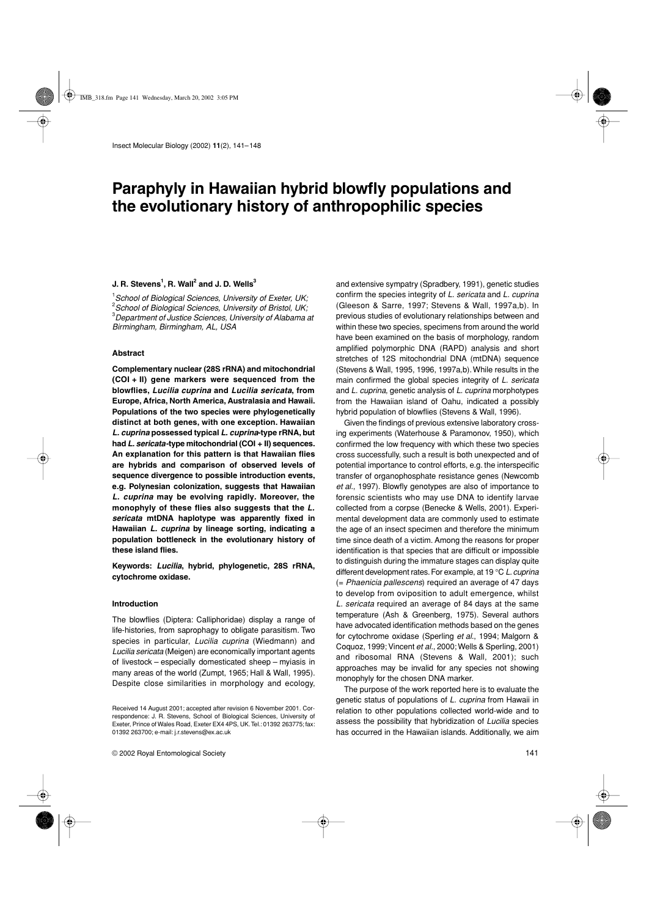# Paraphyly in Hawaiian hybrid blowfly populations and the evolutionary history of anthropophilic species

**J. R. Stevens[1], R. Wall[2] and J. D. Wells[3]**

[1]*School of Biological Sciences, University of Exeter, UK;*
[2]*School of Biological Sciences, University of Bristol, UK;*
[3]*Department of Justice Sciences, University of Alabama at Birmingham, Birmingham, AL, USA*

### Abstract

**Complementary nuclear (28S rRNA) and mitochondrial (COI + II) gene markers were sequenced from the blowflies, *Lucilia cuprina* and *Lucilia sericata*, from Europe, Africa, North America, Australasia and Hawaii. Populations of the two species were phylogenetically distinct at both genes, with one exception. Hawaiian *L. cuprina* possessed typical *L. cuprina*-type rRNA, but had *L. sericata*-type mitochondrial (COI + II) sequences. An explanation for this pattern is that Hawaiian flies are hybrids and comparison of observed levels of sequence divergence to possible introduction events, e.g. Polynesian colonization, suggests that Hawaiian *L. cuprina* may be evolving rapidly. Moreover, the monophyly of these flies also suggests that the *L. sericata* mtDNA haplotype was apparently fixed in Hawaiian *L. cuprina* by lineage sorting, indicating a population bottleneck in the evolutionary history of these island flies.**

**Keywords: *Lucilia*, hybrid, phylogenetic, 28S rRNA, cytochrome oxidase.**

### Introduction

The blowflies (Diptera: Calliphoridae) display a range of life-histories, from saprophagy to obligate parasitism. Two species in particular, *Lucilia cuprina* (Wiedmann) and *Lucilia sericata* (Meigen) are economically important agents of livestock – especially domesticated sheep – myiasis in many areas of the world (Zumpt, 1965; Hall & Wall, 1995). Despite close similarities in morphology and ecology, and extensive sympatry (Spradbery, 1991), genetic studies confirm the species integrity of *L. sericata* and *L. cuprina* (Gleeson & Sarre, 1997; Stevens & Wall, 1997a,b). In previous studies of evolutionary relationships between and within these two species, specimens from around the world have been examined on the basis of morphology, random amplified polymorphic DNA (RAPD) analysis and short stretches of 12S mitochondrial DNA (mtDNA) sequence (Stevens & Wall, 1995, 1996, 1997a,b). While results in the main confirmed the global species integrity of *L. sericata* and *L. cuprina*, genetic analysis of *L. cuprina* morphotypes from the Hawaiian island of Oahu, indicated a possibly hybrid population of blowflies (Stevens & Wall, 1996).

Given the findings of previous extensive laboratory crossing experiments (Waterhouse & Paramonov, 1950), which confirmed the low frequency with which these two species cross successfully, such a result is both unexpected and of potential importance to control efforts, e.g. the interspecific transfer of organophosphate resistance genes (Newcomb *et al*., 1997). Blowfly genotypes are also of importance to forensic scientists who may use DNA to identify larvae collected from a corpse (Benecke & Wells, 2001). Experimental development data are commonly used to estimate the age of an insect specimen and therefore the minimum time since death of a victim. Among the reasons for proper identification is that species that are difficult or impossible to distinguish during the immature stages can display quite different development rates. For example, at 19 °C *L. cuprina* (= *Phaenicia pallescens*) required an average of 47 days to develop from oviposition to adult emergence, whilst *L. sericata* required an average of 84 days at the same temperature (Ash & Greenberg, 1975). Several authors have advocated identification methods based on the genes for cytochrome oxidase (Sperling *et al*., 1994; Malgorn & Coquoz, 1999; Vincent *et al*., 2000; Wells & Sperling, 2001) and ribosomal RNA (Stevens & Wall, 2001); such approaches may be invalid for any species not showing monophyly for the chosen DNA marker.

The purpose of the work reported here is to evaluate the genetic status of populations of *L. cuprina* from Hawaii in relation to other populations collected world-wide and to assess the possibility that hybridization of *Lucilia* species has occurred in the Hawaiian islands. Additionally, we aim

Received 14 August 2001; accepted after revision 6 November 2001. Correspondence: J. R. Stevens, School of Biological Sciences, University of Exeter, Prince of Wales Road, Exeter EX4 4PS, UK. Tel.: 01392 263775; fax: 01392 263700; e-mail: j.r.stevens@ex.ac.uk

© 2002 Royal Entomological Society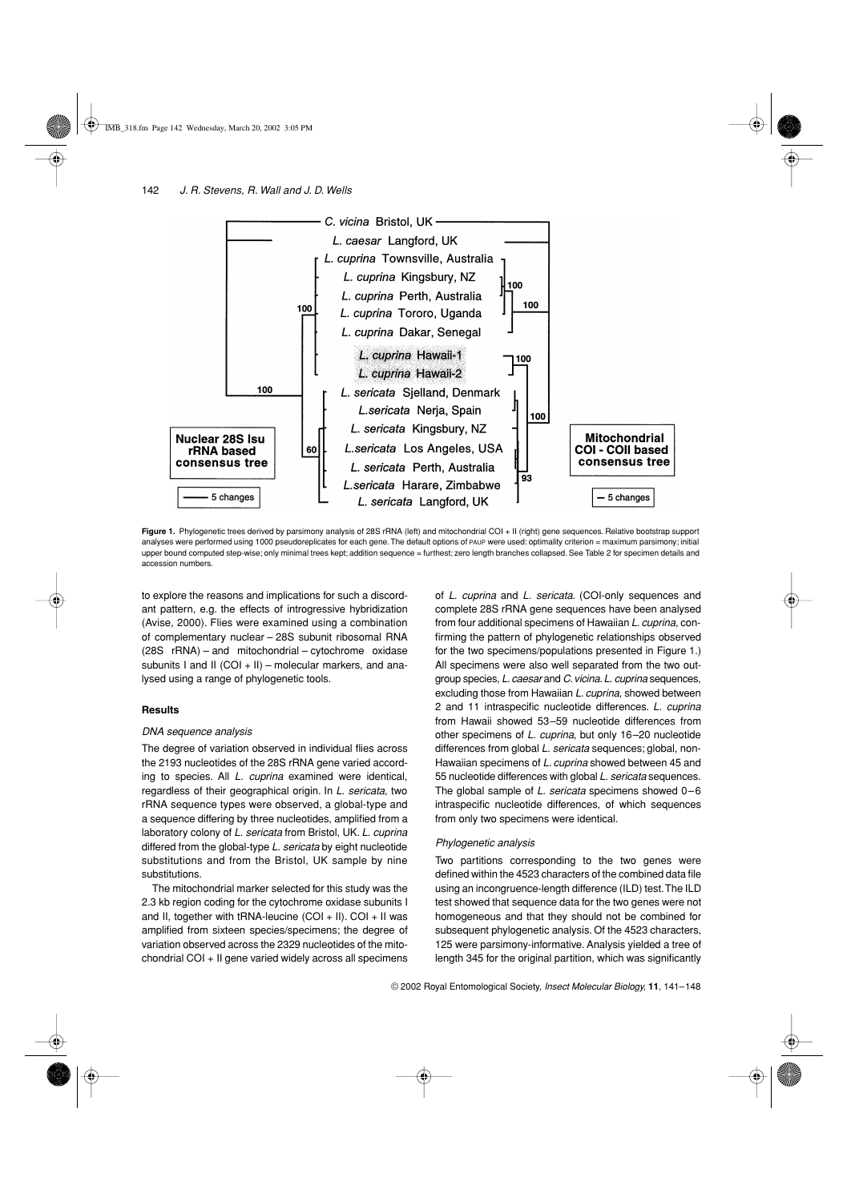**Figure 1.** Phylogenetic trees derived by parsimony analysis of 28S rRNA (left) and mitochondrial COI + II (right) gene sequences. Relative bootstrap support analyses were performed using 1000 pseudoreplicates for each gene. The default options of PAUP were used: optimality criterion = maximum parsimony; initial upper bound computed step-wise; only minimal trees kept; addition sequence = furthest; zero length branches collapsed. See Table 2 for specimen details and accession numbers.

to explore the reasons and implications for such a discordant pattern, e.g. the effects of introgressive hybridization (Avise, 2000). Flies were examined using a combination of complementary nuclear – 28S subunit ribosomal RNA (28S rRNA) – and mitochondrial – cytochrome oxidase subunits I and II (COI + II) – molecular markers, and analysed using a range of phylogenetic tools.

## Results

### DNA sequence analysis

The degree of variation observed in individual flies across the 2193 nucleotides of the 28S rRNA gene varied according to species. All *L. cuprina* examined were identical, regardless of their geographical origin. In *L. sericata*, two rRNA sequence types were observed, a global-type and a sequence differing by three nucleotides, amplified from a laboratory colony of *L. sericata* from Bristol, UK. *L. cuprina* differed from the global-type *L. sericata* by eight nucleotide substitutions and from the Bristol, UK sample by nine substitutions.

The mitochondrial marker selected for this study was the 2.3 kb region coding for the cytochrome oxidase subunits I and II, together with tRNA-leucine (COI + II). COI + II was amplified from sixteen species/specimens; the degree of variation observed across the 2329 nucleotides of the mitochondrial COI + II gene varied widely across all specimens of *L. cuprina* and *L. sericata*. (COI-only sequences and complete 28S rRNA gene sequences have been analysed from four additional specimens of Hawaiian *L. cuprina*, confirming the pattern of phylogenetic relationships observed for the two specimens/populations presented in Figure 1.) All specimens were also well separated from the two outgroup species, *L. caesar* and *C. vicina*. *L. cuprina* sequences, excluding those from Hawaiian *L. cuprina*, showed between 2 and 11 intraspecific nucleotide differences. *L. cuprina* from Hawaii showed 53–59 nucleotide differences from other specimens of *L. cuprina*, but only 16–20 nucleotide differences from global *L. sericata* sequences; global, non-Hawaiian specimens of *L. cuprina* showed between 45 and 55 nucleotide differences with global *L. sericata* sequences. The global sample of *L. sericata* specimens showed 0–6 intraspecific nucleotide differences, of which sequences from only two specimens were identical.

### Phylogenetic analysis

Two partitions corresponding to the two genes were defined within the 4523 characters of the combined data file using an incongruence-length difference (ILD) test. The ILD test showed that sequence data for the two genes were not homogeneous and that they should not be combined for subsequent phylogenetic analysis. Of the 4523 characters, 125 were parsimony-informative. Analysis yielded a tree of length 345 for the original partition, which was significantly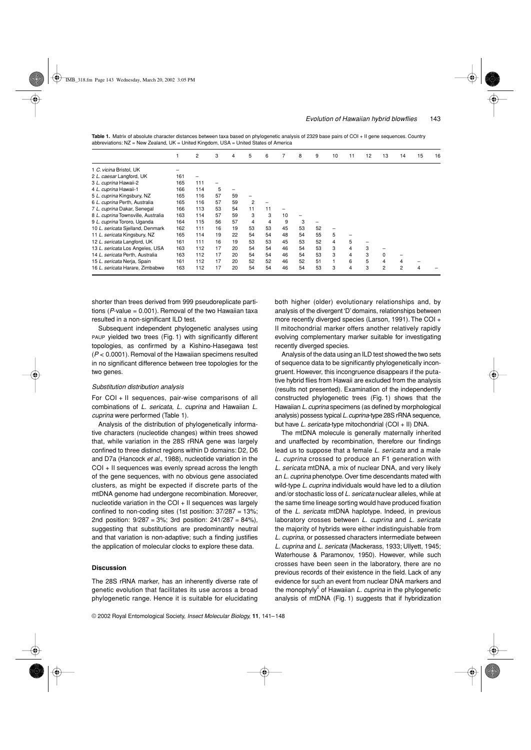**Table 1.** Matrix of absolute character distances between taxa based on phylogenetic analysis of 2329 base pairs of COI + II gene sequences. Country abbreviations: NZ = New Zealand, UK = United Kingdom, USA = United States of America

| | 1 | 2 | 3 | 4 | 5 | 6 | 7 | 8 | 9 | 10 | 11 | 12 | 13 | 14 | 15 | 16 |
|---|---|---|---|---|---|---|---|---|---|---|---|---|---|---|---|---|
| 1 *C. vicina* Bristol, UK | – | | | | | | | | | | | | | | | |
| 2 *L. caesar* Langford, UK | 161 | – | | | | | | | | | | | | | | |
| 3 *L. cuprina* Hawaii-2 | 165 | 111 | – | | | | | | | | | | | | | |
| 4 *L. cuprina* Hawaii-1 | 166 | 114 | 5 | – | | | | | | | | | | | | |
| 5 *L. cuprina* Kingsbury, NZ | 165 | 116 | 57 | 59 | – | | | | | | | | | | | |
| 6 *L. cuprina* Perth, Australia | 165 | 116 | 57 | 59 | 2 | – | | | | | | | | | | |
| 7 *L. cuprina* Dakar, Senegal | 166 | 113 | 53 | 54 | 11 | 11 | – | | | | | | | | | |
| 8 *L. cuprina* Townsville, Australia | 163 | 114 | 57 | 59 | 3 | 3 | 10 | – | | | | | | | | |
| 9 *L. cuprina* Tororo, Uganda | 164 | 115 | 56 | 57 | 4 | 4 | 9 | 3 | – | | | | | | | |
| 10 *L. sericata* Sjelland, Denmark | 162 | 111 | 16 | 19 | 53 | 53 | 45 | 53 | 52 | – | | | | | | |
| 11 *L. sericata* Kingsbury, NZ | 165 | 114 | 19 | 22 | 54 | 54 | 48 | 54 | 55 | 5 | – | | | | | |
| 12 *L. sericata* Langford, UK | 161 | 111 | 16 | 19 | 53 | 53 | 45 | 53 | 52 | 4 | 5 | – | | | | |
| 13 *L. sericata* Los Angeles, USA | 163 | 112 | 17 | 20 | 54 | 54 | 46 | 54 | 53 | 3 | 4 | 3 | – | | | |
| 14 *L. sericata* Perth, Australia | 163 | 112 | 17 | 20 | 54 | 54 | 46 | 54 | 53 | 3 | 4 | 3 | 0 | – | | |
| 15 *L. sericata* Nerja, Spain | 161 | 112 | 17 | 20 | 52 | 52 | 46 | 52 | 51 | 1 | 6 | 5 | 4 | 4 | – | |
| 16 *L. sericata* Harare, Zimbabwe | 163 | 112 | 17 | 20 | 54 | 54 | 46 | 54 | 53 | 3 | 4 | 3 | 2 | 2 | 4 | – |

shorter than trees derived from 999 pseudoreplicate partitions ($P$-value = 0.001). Removal of the two Hawaiian taxa resulted in a non-significant ILD test.

Subsequent independent phylogenetic analyses using PAUP yielded two trees (Fig. 1) with significantly different topologies, as confirmed by a Kishino-Hasegawa test ($P < 0.0001$). Removal of the Hawaiian specimens resulted in no significant difference between tree topologies for the two genes.

### *Substitution distribution analysis*

For COI + II sequences, pair-wise comparisons of all combinations of *L. sericata*, *L. cuprina* and Hawaiian *L. cuprina* were performed (Table 1).

Analysis of the distribution of phylogenetically informative characters (nucleotide changes) within trees showed that, while variation in the 28S rRNA gene was largely confined to three distinct regions within D domains: D2, D6 and D7a (Hancock *et al*., 1988), nucleotide variation in the COI + II sequences was evenly spread across the length of the gene sequences, with no obvious gene associated clusters, as might be expected if discrete parts of the mtDNA genome had undergone recombination. Moreover, nucleotide variation in the COI + II sequences was largely confined to non-coding sites (1st position: 37/287 = 13%; 2nd position: 9/287 = 3%; 3rd position: 241/287 = 84%), suggesting that substitutions are predominantly neutral and that variation is non-adaptive; such a finding justifies the application of molecular clocks to explore these data.

## Discussion

The 28S rRNA marker, has an inherently diverse rate of genetic evolution that facilitates its use across a broad phylogenetic range. Hence it is suitable for elucidating both higher (older) evolutionary relationships and, by analysis of the divergent 'D' domains, relationships between more recently diverged species (Larson, 1991). The COI + II mitochondrial marker offers another relatively rapidly evolving complementary marker suitable for investigating recently diverged species.

Analysis of the data using an ILD test showed the two sets of sequence data to be significantly phylogenetically incongruent. However, this incongruence disappears if the putative hybrid flies from Hawaii are excluded from the analysis (results not presented). Examination of the independently constructed phylogenetic trees (Fig. 1) shows that the Hawaiian *L. cuprina* specimens (as defined by morphological analysis) possess typical *L. cuprina*-type 28S rRNA sequence, but have *L. sericata*-type mitochondrial (COI + II) DNA.

The mtDNA molecule is generally maternally inherited and unaffected by recombination, therefore our findings lead us to suppose that a female *L. sericata* and a male *L. cuprina* crossed to produce an F1 generation with *L. sericata* mtDNA, a mix of nuclear DNA, and very likely an *L. cuprina* phenotype. Over time descendants mated with wild-type *L. cuprina* individuals would have led to a dilution and/or stochastic loss of *L. sericata* nuclear alleles, while at the same time lineage sorting would have produced fixation of the *L. sericata* mtDNA haplotype. Indeed, in previous laboratory crosses between *L. cuprina* and *L. sericata* the majority of hybrids were either indistinguishable from *L. cuprina*, or possessed characters intermediate between *L. cuprina* and *L. sericata* (Mackerass, 1933; Ullyett, 1945; Waterhouse & Paramonov, 1950). However, while such crosses have been seen in the laboratory, there are no previous records of their existence in the field. Lack of any evidence for such an event from nuclear DNA markers and the monophyly[2] of Hawaiian *L. cuprina* in the phylogenetic analysis of mtDNA (Fig. 1) suggests that if hybridization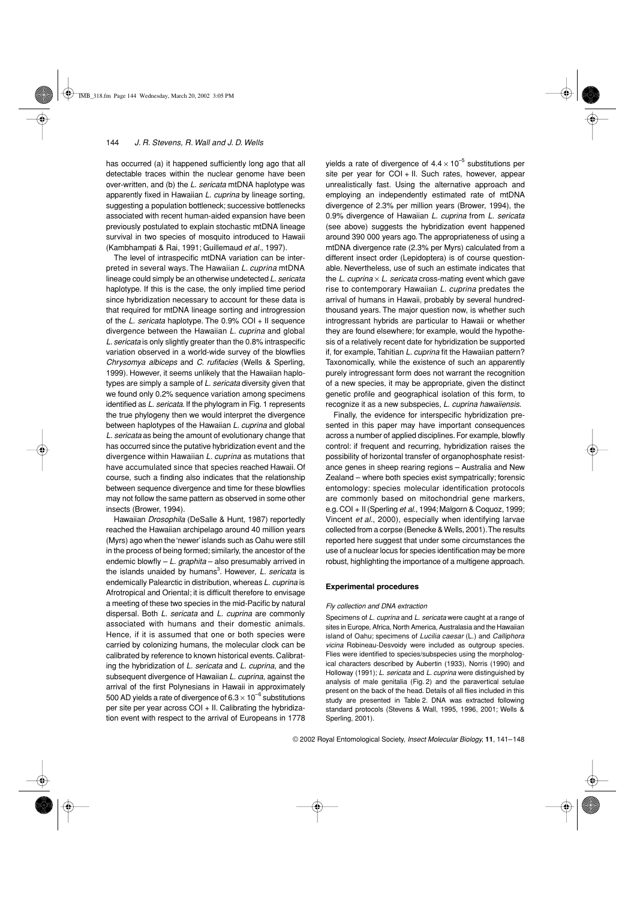has occurred (a) it happened sufficiently long ago that all detectable traces within the nuclear genome have been over-written, and (b) the *L. sericata* mtDNA haplotype was apparently fixed in Hawaiian *L. cuprina* by lineage sorting, suggesting a population bottleneck; successive bottlenecks associated with recent human-aided expansion have been previously postulated to explain stochastic mtDNA lineage survival in two species of mosquito introduced to Hawaii (Kambhampati & Rai, 1991; Guillemaud *et al*., 1997).

The level of intraspecific mtDNA variation can be interpreted in several ways. The Hawaiian *L. cuprina* mtDNA lineage could simply be an otherwise undetected *L. sericata* haplotype. If this is the case, the only implied time period since hybridization necessary to account for these data is that required for mtDNA lineage sorting and introgression of the *L. sericata* haplotype. The 0.9% COI + II sequence divergence between the Hawaiian *L. cuprina* and global *L. sericata* is only slightly greater than the 0.8% intraspecific variation observed in a world-wide survey of the blowflies *Chrysomya albiceps* and *C. rufifacies* (Wells & Sperling, 1999). However, it seems unlikely that the Hawaiian haplotypes are simply a sample of *L. sericata* diversity given that we found only 0.2% sequence variation among specimens identified as *L. sericata*. If the phylogram in Fig. 1 represents the true phylogeny then we would interpret the divergence between haplotypes of the Hawaiian *L. cuprina* and global *L. sericata* as being the amount of evolutionary change that has occurred since the putative hybridization event and the divergence within Hawaiian *L. cuprina* as mutations that have accumulated since that species reached Hawaii. Of course, such a finding also indicates that the relationship between sequence divergence and time for these blowflies may not follow the same pattern as observed in some other insects (Brower, 1994).

Hawaiian *Drosophila* (DeSalle & Hunt, 1987) reportedly reached the Hawaiian archipelago around 40 million years (Myrs) ago when the 'newer' islands such as Oahu were still in the process of being formed; similarly, the ancestor of the endemic blowfly – *L. graphita* – also presumably arrived in the islands unaided by humans[3]. However, *L. sericata* is endemically Palearctic in distribution, whereas *L. cuprina* is Afrotropical and Oriental; it is difficult therefore to envisage a meeting of these two species in the mid-Pacific by natural dispersal. Both *L. sericata* and *L. cuprina* are commonly associated with humans and their domestic animals. Hence, if it is assumed that one or both species were carried by colonizing humans, the molecular clock can be calibrated by reference to known historical events. Calibrating the hybridization of *L. sericata* and *L. cuprina*, and the subsequent divergence of Hawaiian *L. cuprina*, against the arrival of the first Polynesians in Hawaii in approximately 500 AD yields a rate of divergence of $6.3 \times 10^{-6}$ substitutions per site per year across COI + II. Calibrating the hybridization event with respect to the arrival of Europeans in 1778 yields a rate of divergence of $4.4 \times 10^{-5}$ substitutions per site per year for COI + II. Such rates, however, appear unrealistically fast. Using the alternative approach and employing an independently estimated rate of mtDNA divergence of 2.3% per million years (Brower, 1994), the 0.9% divergence of Hawaiian *L. cuprina* from *L. sericata* (see above) suggests the hybridization event happened around 390 000 years ago. The appropriateness of using a mtDNA divergence rate (2.3% per Myrs) calculated from a different insect order (Lepidoptera) is of course questionable. Nevertheless, use of such an estimate indicates that the *L. cuprina* × *L. sericata* cross-mating event which gave rise to contemporary Hawaiian *L. cuprina* predates the arrival of humans in Hawaii, probably by several hundred-thousand years. The major question now, is whether such introgressant hybrids are particular to Hawaii or whether they are found elsewhere; for example, would the hypothesis of a relatively recent date for hybridization be supported if, for example, Tahitian *L. cuprina* fit the Hawaiian pattern? Taxonomically, while the existence of such an apparently purely introgressant form does not warrant the recognition of a new species, it may be appropriate, given the distinct genetic profile and geographical isolation of this form, to recognize it as a new subspecies, *L. cuprina hawaiiensis*.

Finally, the evidence for interspecific hybridization presented in this paper may have important consequences across a number of applied disciplines. For example, blowfly control: if frequent and recurring, hybridization raises the possibility of horizontal transfer of organophosphate resistance genes in sheep rearing regions – Australia and New Zealand – where both species exist sympatrically; forensic entomology: species molecular identification protocols are commonly based on mitochondrial gene markers, e.g. COI + II (Sperling *et al*., 1994; Malgorn & Coquoz, 1999; Vincent *et al*., 2000), especially when identifying larvae collected from a corpse (Benecke & Wells, 2001). The results reported here suggest that under some circumstances the use of a nuclear locus for species identification may be more robust, highlighting the importance of a multigene approach.

## Experimental procedures

### *Fly collection and DNA extraction*

Specimens of *L. cuprina* and *L. sericata* were caught at a range of sites in Europe, Africa, North America, Australasia and the Hawaiian island of Oahu; specimens of *Lucilia caesar* (L.) and *Calliphora vicina* Robineau-Desvoidy were included as outgroup species. Flies were identified to species/subspecies using the morphological characters described by Aubertin (1933), Norris (1990) and Holloway (1991); *L. sericata* and *L. cuprina* were distinguished by analysis of male genitalia (Fig. 2) and the paravertical setulae present on the back of the head. Details of all flies included in this study are presented in Table 2. DNA was extracted following standard protocols (Stevens & Wall, 1995, 1996, 2001; Wells & Sperling, 2001).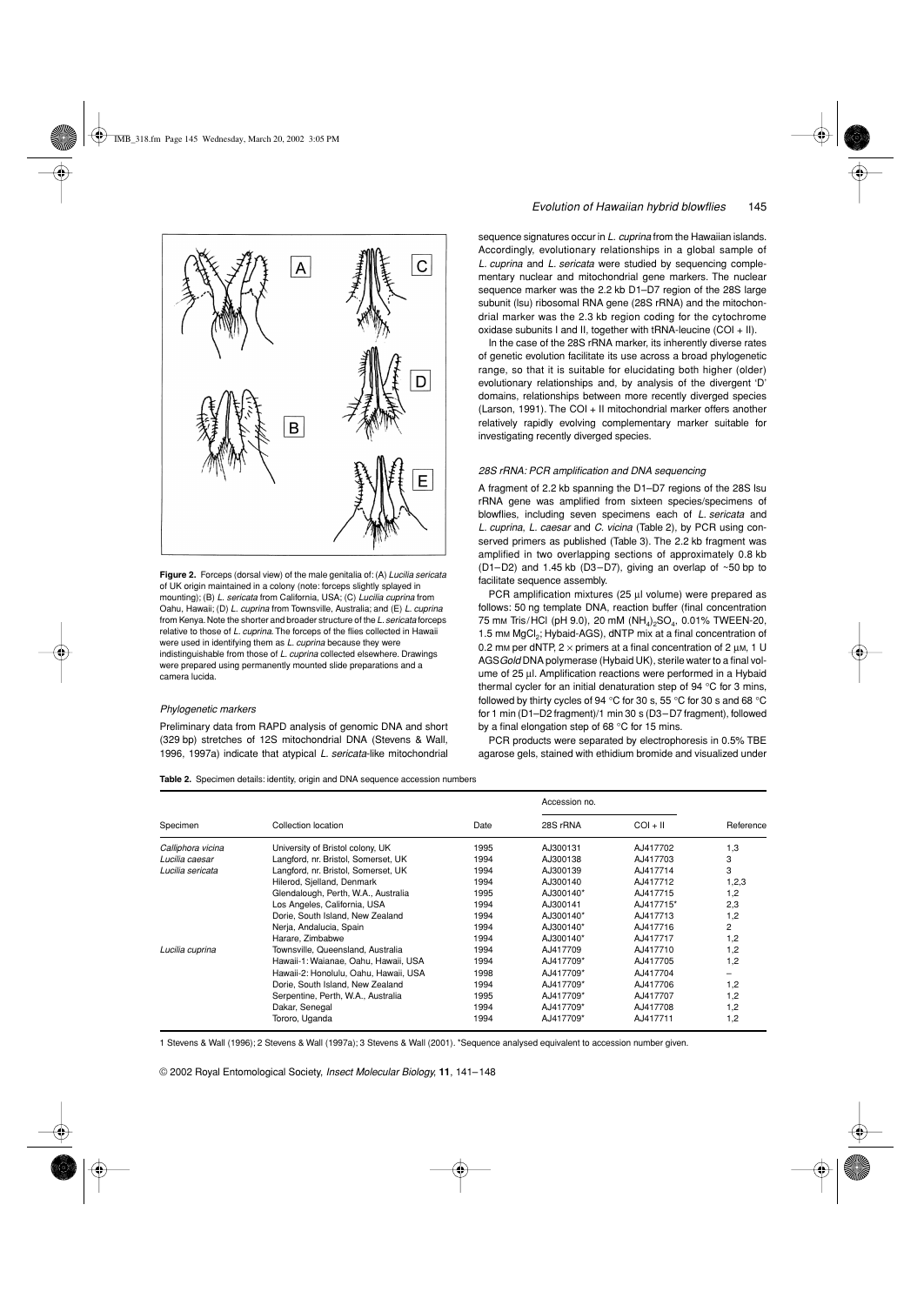**Figure 2.** Forceps (dorsal view) of the male genitalia of: (A) *Lucilia sericata* of UK origin maintained in a colony (note: forceps slightly splayed in mounting); (B) *L. sericata* from California, USA; (C) *Lucilia cuprina* from Oahu, Hawaii; (D) *L. cuprina* from Townsville, Australia; and (E) *L. cuprina* from Kenya. Note the shorter and broader structure of the *L. sericata* forceps relative to those of *L. cuprina*. The forceps of the flies collected in Hawaii were used in identifying them as *L. cuprina* because they were indistinguishable from those of *L. cuprina* collected elsewhere. Drawings were prepared using permanently mounted slide preparations and a camera lucida.

### *Phylogenetic markers*

Preliminary data from RAPD analysis of genomic DNA and short (329 bp) stretches of 12S mitochondrial DNA (Stevens & Wall, 1996, 1997a) indicate that atypical *L. sericata*-like mitochondrial sequence signatures occur in *L. cuprina* from the Hawaiian islands. Accordingly, evolutionary relationships in a global sample of *L. cuprina* and *L. sericata* were studied by sequencing complementary nuclear and mitochondrial gene markers. The nuclear sequence marker was the 2.2 kb D1–D7 region of the 28S large subunit (lsu) ribosomal RNA gene (28S rRNA) and the mitochondrial marker was the 2.3 kb region coding for the cytochrome oxidase subunits I and II, together with tRNA-leucine (COI + II).

In the case of the 28S rRNA marker, its inherently diverse rates of genetic evolution facilitate its use across a broad phylogenetic range, so that it is suitable for elucidating both higher (older) evolutionary relationships and, by analysis of the divergent 'D' domains, relationships between more recently diverged species (Larson, 1991). The COI + II mitochondrial marker offers another relatively rapidly evolving complementary marker suitable for investigating recently diverged species.

### *28S rRNA: PCR amplification and DNA sequencing*

A fragment of 2.2 kb spanning the D1–D7 regions of the 28S lsu rRNA gene was amplified from sixteen species/specimens of blowflies, including seven specimens each of *L. sericata* and *L. cuprina*, *L. caesar* and *C. vicina* (Table 2), by PCR using conserved primers as published (Table 3). The 2.2 kb fragment was amplified in two overlapping sections of approximately 0.8 kb (D1–D2) and 1.45 kb (D3–D7), giving an overlap of ~50 bp to facilitate sequence assembly.

PCR amplification mixtures (25 µl volume) were prepared as follows: 50 ng template DNA, reaction buffer (final concentration 75 mM Tris/HCl (pH 9.0), 20 mM $(NH_4)_2SO_4$, 0.01% TWEEN-20, 1.5 mM $MgCl_2$; Hybaid-AGS), dNTP mix at a final concentration of 0.2 mM per dNTP, 2 × primers at a final concentration of 2 µM, 1 U AGS*Gold* DNA polymerase (Hybaid UK), sterile water to a final volume of 25 µl. Amplification reactions were performed in a Hybaid thermal cycler for an initial denaturation step of 94 °C for 3 mins, followed by thirty cycles of 94 °C for 30 s, 55 °C for 30 s and 68 °C for 1 min (D1–D2 fragment)/1 min 30 s (D3–D7 fragment), followed by a final elongation step of 68 °C for 15 mins.

PCR products were separated by electrophoresis in 0.5% TBE agarose gels, stained with ethidium bromide and visualized under

**Table 2.** Specimen details: identity, origin and DNA sequence accession numbers

| Specimen | Collection location | Date | Accession no. | | Reference |
|---|---|---|---|---|---|
| | | | 28S rRNA | COI + II | |
| *Calliphora vicina* | University of Bristol colony, UK | 1995 | AJ300131 | AJ417702 | 1,3 |
| *Lucilia caesar* | Langford, nr. Bristol, Somerset, UK | 1994 | AJ300138 | AJ417703 | 3 |
| *Lucilia sericata* | Langford, nr. Bristol, Somerset, UK | 1994 | AJ300139 | AJ417714 | 3 |
| | Hilerod, Sjelland, Denmark | 1994 | AJ300140 | AJ417712 | 1,2,3 |
| | Glendalough, Perth, W.A., Australia | 1995 | AJ300140* | AJ417715 | 1,2 |
| | Los Angeles, California, USA | 1994 | AJ300141 | AJ417715* | 2,3 |
| | Dorie, South Island, New Zealand | 1994 | AJ300140* | AJ417713 | 1,2 |
| | Nerja, Andalucia, Spain | 1994 | AJ300140* | AJ417716 | 2 |
| | Harare, Zimbabwe | 1994 | AJ300140* | AJ417717 | 1,2 |
| *Lucilia cuprina* | Townsville, Queensland, Australia | 1994 | AJ417709 | AJ417710 | 1,2 |
| | Hawaii-1: Waianae, Oahu, Hawaii, USA | 1994 | AJ417709* | AJ417705 | 1,2 |
| | Hawaii-2: Honolulu, Oahu, Hawaii, USA | 1998 | AJ417709* | AJ417704 | – |
| | Dorie, South Island, New Zealand | 1994 | AJ417709* | AJ417706 | 1,2 |
| | Serpentine, Perth, W.A., Australia | 1995 | AJ417709* | AJ417707 | 1,2 |
| | Dakar, Senegal | 1994 | AJ417709* | AJ417708 | 1,2 |
| | Tororo, Uganda | 1994 | AJ417709* | AJ417711 | 1,2 |

1 Stevens & Wall (1996); 2 Stevens & Wall (1997a); 3 Stevens & Wall (2001). *Sequence analysed equivalent to accession number given.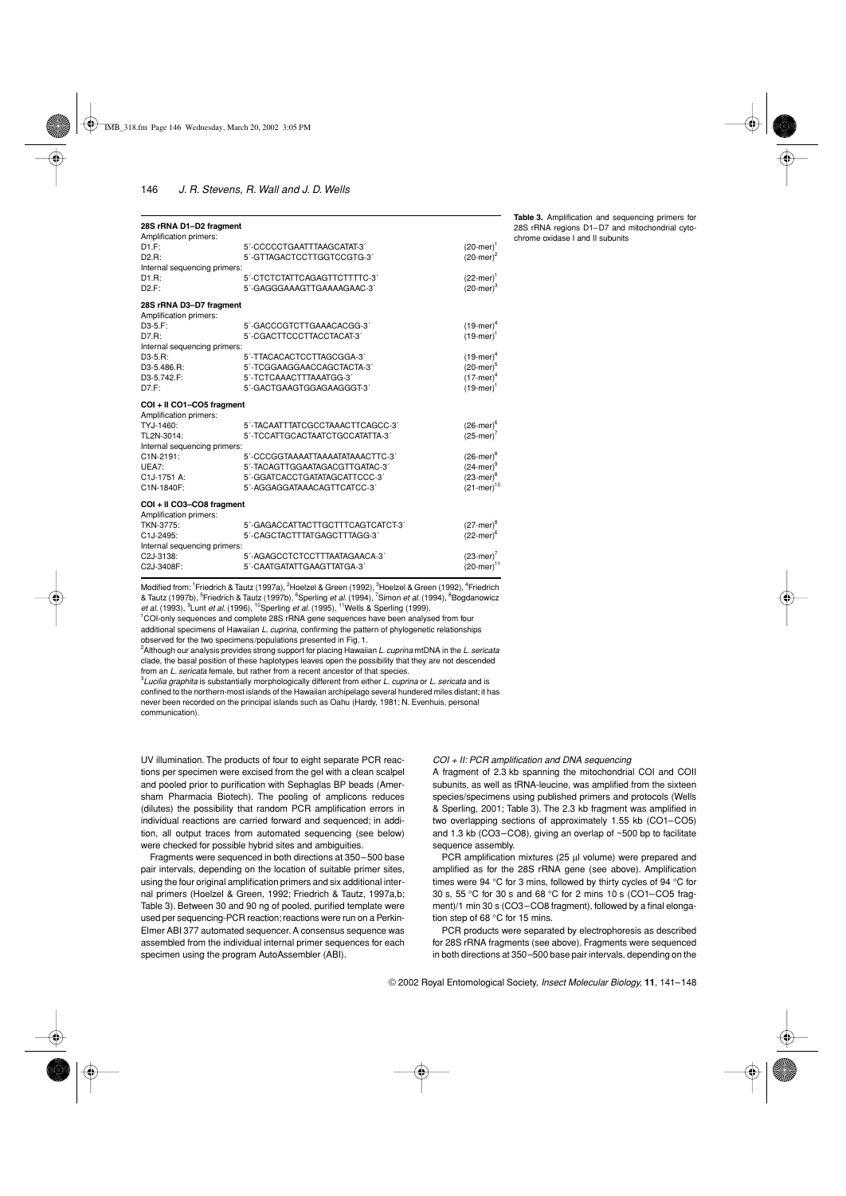**Table 3.** Amplification and sequencing primers for 28S rRNA regions D1–D7 and mitochondrial cytochrome oxidase I and II subunits

| | | |
|---|---|---|
| **28S rRNA D1–D2 fragment** | | |
| Amplification primers: | | |
| D1.F: | 5′-CCCCCTGAATTTAAGCATAT-3′ | (20-mer)[1] |
| D2.R: | 5′-GTTAGACTCCTTGGTCCGTG-3′ | (20-mer)[2] |
| Internal sequencing primers: | | |
| D1.R: | 5′-CTCTCTATTCAGAGTTCTTTTC-3′ | (22-mer)[1] |
| D2.F: | 5′-GAGGGAAAGTTGAAAAGAAC-3′ | (20-mer)[3] |
| **28S rRNA D3–D7 fragment** | | |
| Amplification primers: | | |
| D3-5.F: | 5′-GACCCGTCTTGAAACACGG-3′ | (19-mer)[4] |
| D7.R: | 5′-CGACTTCCCTTACCTACAT-3′ | (19-mer)[1] |
| Internal sequencing primers: | | |
| D3-5.R: | 5′-TTACACACTCCTTAGCGGA-3′ | (19-mer)[4] |
| D3-5.486.R: | 5′-TCGGAAGGAACCAGCTACTA-3′ | (20-mer)[5] |
| D3-5.742.F: | 5′-TCTCAAACTTTAAATGG-3′ | (17-mer)[4] |
| D7.F: | 5′-GACTGAAGTGGAGAAGGGT-3′ | (19-mer)[1] |
| **COI + II CO1–CO5 fragment** | | |
| Amplification primers: | | |
| TYJ-1460: | 5′-TACAATTTATCGCCTAAACTTCAGCC-3′ | (26-mer)[6] |
| TL2N-3014: | 5′-TCCATTGCACTAATCTGCCATATTA-3′ | (25-mer)[7] |
| Internal sequencing primers: | | |
| C1N-2191: | 5′-CCCGGTAAAATTAAAATATAAACTTC-3′ | (26-mer)[8] |
| UEA7: | 5′-TACAGTTGGAATAGACGTTGATAC-3′ | (24-mer)[9] |
| C1J-1751 A: | 5′-GGATCACCTGATATAGCATTCCC-3′ | (23-mer)[8] |
| C1N-1840F: | 5′-AGGAGGATAAACAGTTCATCC-3′ | (21-mer)[10] |
| **COI + II CO3–CO8 fragment** | | |
| Amplification primers: | | |
| TKN-3775: | 5′-GAGACCATTACTTGCTTTCAGTCATCT-3′ | (27-mer)[8] |
| C1J-2495: | 5′-CAGCTACTTTATGAGCTTTAGG-3′ | (22-mer)[6] |
| Internal sequencing primers: | | |
| C2J-3138: | 5′-AGAGCCTCTCCTTTAATAGAACA-3′ | (23-mer)[7] |
| C2J-3408F: | 5′-CAATGATATTGAAGTTATGA-3′ | (20-mer)[11] |

Modified from: [1]Friedrich & Tautz (1997a), [2]Hoelzel & Green (1992), [3]Hoelzel & Green (1992), [4]Friedrich & Tautz (1997b), [5]Friedrich & Tautz (1997b), [6]Sperling *et al.* (1994), [7]Simon *et al.* (1994), [8]Bogdanowicz *et al.* (1993), [9]Lunt *et al.* (1996), [10]Sperling *et al.* (1995), [11]Wells & Sperling (1999).

[1]COI-only sequences and complete 28S rRNA gene sequences have been analysed from four additional specimens of Hawaiian *L. cuprina*, confirming the pattern of phylogenetic relationships observed for the two specimens/populations presented in Fig. 1.

[2]Although our analysis provides strong support for placing Hawaiian *L. cuprina* mtDNA in the *L. sericata* clade, the basal position of these haplotypes leaves open the possibility that they are not descended from an *L. sericata* female, but rather from a recent ancestor of that species.

[3]*Lucilia graphita* is substantially morphologically different from either *L. cuprina* or *L. sericata* and is confined to the northern-most islands of the Hawaiian archipelago several hundred miles distant; it has never been recorded on the principal islands such as Oahu (Hardy, 1981; N. Evenhuis, personal communication).

UV illumination. The products of four to eight separate PCR reactions per specimen were excised from the gel with a clean scalpel and pooled prior to purification with Sephaglas BP beads (Amersham Pharmacia Biotech). The pooling of amplicons reduces (dilutes) the possibility that random PCR amplification errors in individual reactions are carried forward and sequenced; in addition, all output traces from automated sequencing (see below) were checked for possible hybrid sites and ambiguities.

Fragments were sequenced in both directions at 350–500 base pair intervals, depending on the location of suitable primer sites, using the four original amplification primers and six additional internal primers (Hoelzel & Green, 1992; Friedrich & Tautz, 1997a,b; Table 3). Between 30 and 90 ng of pooled, purified template were used per sequencing-PCR reaction; reactions were run on a Perkin-Elmer ABI 377 automated sequencer. A consensus sequence was assembled from the individual internal primer sequences for each specimen using the program AutoAssembler (ABI).

*COI + II: PCR amplification and DNA sequencing*

A fragment of 2.3 kb spanning the mitochondrial COI and COII subunits, as well as tRNA-leucine, was amplified from the sixteen species/specimens using published primers and protocols (Wells & Sperling, 2001; Table 3). The 2.3 kb fragment was amplified in two overlapping sections of approximately 1.55 kb (CO1–CO5) and 1.3 kb (CO3–CO8), giving an overlap of ~500 bp to facilitate sequence assembly.

PCR amplification mixtures (25 μl volume) were prepared and amplified as for the 28S rRNA gene (see above). Amplification times were 94 °C for 3 mins, followed by thirty cycles of 94 °C for 30 s, 55 °C for 30 s and 68 °C for 2 mins 10 s (CO1–CO5 fragment)/1 min 30 s (CO3–CO8 fragment), followed by a final elongation step of 68 °C for 15 mins.

PCR products were separated by electrophoresis as described for 28S rRNA fragments (see above). Fragments were sequenced in both directions at 350–500 base pair intervals, depending on the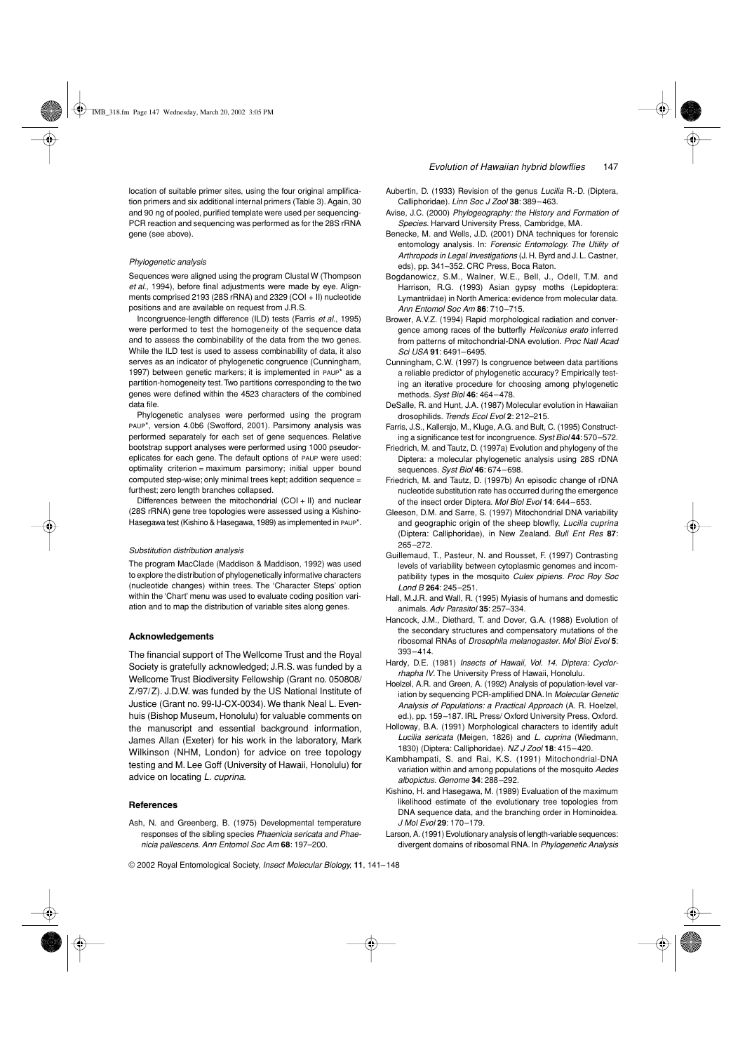location of suitable primer sites, using the four original amplification primers and six additional internal primers (Table 3). Again, 30 and 90 ng of pooled, purified template were used per sequencing-PCR reaction and sequencing was performed as for the 28S rRNA gene (see above).

### *Phylogenetic analysis*

Sequences were aligned using the program Clustal W (Thompson *et al.*, 1994), before final adjustments were made by eye. Alignments comprised 2193 (28S rRNA) and 2329 (COI + II) nucleotide positions and are available on request from J.R.S.

Incongruence-length difference (ILD) tests (Farris *et al.*, 1995) were performed to test the homogeneity of the sequence data and to assess the combinability of the data from the two genes. While the ILD test is used to assess combinability of data, it also serves as an indicator of phylogenetic congruence (Cunningham, 1997) between genetic markers; it is implemented in PAUP* as a partition-homogeneity test. Two partitions corresponding to the two genes were defined within the 4523 characters of the combined data file.

Phylogenetic analyses were performed using the program PAUP*, version 4.0b6 (Swofford, 2001). Parsimony analysis was performed separately for each set of gene sequences. Relative bootstrap support analyses were performed using 1000 pseudoreplicates for each gene. The default options of PAUP were used: optimality criterion = maximum parsimony; initial upper bound computed step-wise; only minimal trees kept; addition sequence = furthest; zero length branches collapsed.

Differences between the mitochondrial (COI + II) and nuclear (28S rRNA) gene tree topologies were assessed using a Kishino-Hasegawa test (Kishino & Hasegawa, 1989) as implemented in PAUP*.

### *Substitution distribution analysis*

The program MacClade (Maddison & Maddison, 1992) was used to explore the distribution of phylogenetically informative characters (nucleotide changes) within trees. The 'Character Steps' option within the 'Chart' menu was used to evaluate coding position variation and to map the distribution of variable sites along genes.

## Acknowledgements

The financial support of The Wellcome Trust and the Royal Society is gratefully acknowledged; J.R.S. was funded by a Wellcome Trust Biodiversity Fellowship (Grant no. 050808/Z/97/Z). J.D.W. was funded by the US National Institute of Justice (Grant no. 99-IJ-CX-0034). We thank Neal L. Evenhuis (Bishop Museum, Honolulu) for valuable comments on the manuscript and essential background information, James Allan (Exeter) for his work in the laboratory, Mark Wilkinson (NHM, London) for advice on tree topology testing and M. Lee Goff (University of Hawaii, Honolulu) for advice on locating *L. cuprina*.

## References

Ash, N. and Greenberg, B. (1975) Developmental temperature responses of the sibling species *Phaenicia sericata and Phaenicia pallescens*. *Ann Entomol Soc Am* **68**: 197–200.

Aubertin, D. (1933) Revision of the genus *Lucilia* R.-D. (Diptera, Calliphoridae). *Linn Soc J Zool* **38**: 389–463.

Avise, J.C. (2000) *Phylogeography: the History and Formation of Species*. Harvard University Press, Cambridge, MA.

Benecke, M. and Wells, J.D. (2001) DNA techniques for forensic entomology analysis. In: *Forensic Entomology. The Utility of Arthropods in Legal Investigations* (J. H. Byrd and J. L. Castner, eds), pp. 341–352. CRC Press, Boca Raton.

Bogdanowicz, S.M., Walner, W.E., Bell, J., Odell, T.M. and Harrison, R.G. (1993) Asian gypsy moths (Lepidoptera: Lymantriidae) in North America: evidence from molecular data. *Ann Entomol Soc Am* **86**: 710–715.

Brower, A.V.Z. (1994) Rapid morphological radiation and convergence among races of the butterfly *Heliconius erato* inferred from patterns of mitochondrial-DNA evolution. *Proc Natl Acad Sci USA* **91**: 6491–6495.

Cunningham, C.W. (1997) Is congruence between data partitions a reliable predictor of phylogenetic accuracy? Empirically testing an iterative procedure for choosing among phylogenetic methods. *Syst Biol* **46**: 464–478.

DeSalle, R. and Hunt, J.A. (1987) Molecular evolution in Hawaiian drosophilids. *Trends Ecol Evol* **2**: 212–215.

Farris, J.S., Kallersjo, M., Kluge, A.G. and Bult, C. (1995) Constructing a significance test for incongruence. *Syst Biol* **44**: 570–572.

Friedrich, M. and Tautz, D. (1997a) Evolution and phylogeny of the Diptera: a molecular phylogenetic analysis using 28S rDNA sequences. *Syst Biol* **46**: 674–698.

Friedrich, M. and Tautz, D. (1997b) An episodic change of rDNA nucleotide substitution rate has occurred during the emergence of the insect order Diptera. *Mol Biol Evol* **14**: 644–653.

Gleeson, D.M. and Sarre, S. (1997) Mitochondrial DNA variability and geographic origin of the sheep blowfly, *Lucilia cuprina* (Diptera: Calliphoridae), in New Zealand. *Bull Ent Res* **87**: 265–272.

Guillemaud, T., Pasteur, N. and Rousset, F. (1997) Contrasting levels of variability between cytoplasmic genomes and incompatibility types in the mosquito *Culex pipiens*. *Proc Roy Soc Lond B* **264**: 245–251.

Hall, M.J.R. and Wall, R. (1995) Myiasis of humans and domestic animals. *Adv Parasitol* **35**: 257–334.

Hancock, J.M., Diethard, T. and Dover, G.A. (1988) Evolution of the secondary structures and compensatory mutations of the ribosomal RNAs of *Drosophila melanogaster*. *Mol Biol Evol* **5**: 393–414.

Hardy, D.E. (1981) *Insects of Hawaii, Vol. 14. Diptera: Cyclorrhapha IV*. The University Press of Hawaii, Honolulu.

Hoelzel, A.R. and Green, A. (1992) Analysis of population-level variation by sequencing PCR-amplified DNA. In *Molecular Genetic Analysis of Populations: a Practical Approach* (A. R. Hoelzel, ed.), pp. 159–187. IRL Press/ Oxford University Press, Oxford.

Holloway, B.A. (1991) Morphological characters to identify adult *Lucilia sericata* (Meigen, 1826) and *L. cuprina* (Wiedmann, 1830) (Diptera: Calliphoridae). *NZ J Zool* **18**: 415–420.

Kambhampati, S. and Rai, K.S. (1991) Mitochondrial-DNA variation within and among populations of the mosquito *Aedes albopictus*. *Genome* **34**: 288–292.

Kishino, H. and Hasegawa, M. (1989) Evaluation of the maximum likelihood estimate of the evolutionary tree topologies from DNA sequence data, and the branching order in Hominoidea. *J Mol Evol* **29**: 170–179.

Larson, A. (1991) Evolutionary analysis of length-variable sequences: divergent domains of ribosomal RNA. In *Phylogenetic Analysis*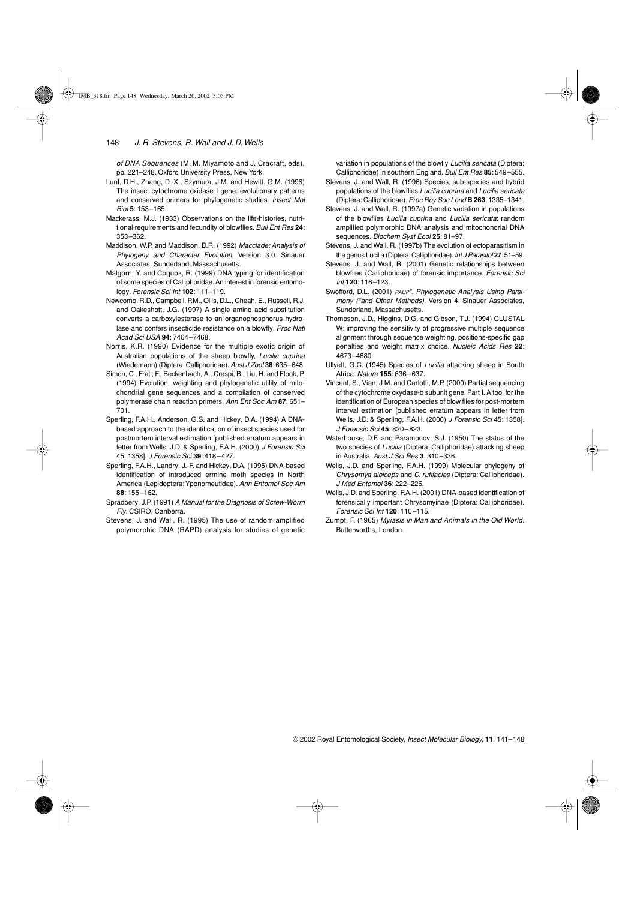*of DNA Sequences* (M. M. Miyamoto and J. Cracraft, eds), pp. 221–248. Oxford University Press, New York.

Lunt, D.H., Zhang, D.-X., Szymura, J.M. and Hewitt. G.M. (1996) The insect cytochrome oxidase I gene: evolutionary patterns and conserved primers for phylogenetic studies. *Insect Mol Biol* **5**: 153–165.

Mackerass, M.J. (1933) Observations on the life-histories, nutritional requirements and fecundity of blowflies. *Bull Ent Res* **24**: 353–362.

Maddison, W.P. and Maddison, D.R. (1992) *Macclade: Analysis of Phylogeny and Character Evolution*, Version 3.0. Sinauer Associates, Sunderland, Massachusetts.

Malgorn, Y. and Coquoz, R. (1999) DNA typing for identification of some species of Calliphoridae. An interest in forensic entomology. *Forensic Sci Int* **102**: 111–119.

Newcomb, R.D., Campbell, P.M., Ollis, D.L., Cheah, E., Russell, R.J. and Oakeshott, J.G. (1997) A single amino acid substitution converts a carboxylesterase to an organophosphorus hydrolase and confers insecticide resistance on a blowfly. *Proc Natl Acad Sci USA* **94**: 7464–7468.

Norris, K.R. (1990) Evidence for the multiple exotic origin of Australian populations of the sheep blowfly, *Lucilia cuprina* (Wiedemann) (Diptera: Calliphoridae). *Aust J Zool* **38**: 635–648.

Simon, C., Frati, F., Beckenbach, A., Crespi, B., Liu, H. and Flook, P. (1994) Evolution, weighting and phylogenetic utility of mitochondrial gene sequences and a compilation of conserved polymerase chain reaction primers. *Ann Ent Soc Am* **87**: 651–701.

Sperling, F.A.H., Anderson, G.S. and Hickey, D.A. (1994) A DNA-based approach to the identification of insect species used for postmortem interval estimation [published erratum appears in letter from Wells, J.D. & Sperling, F.A.H. (2000) *J Forensic Sci* 45: 1358]. *J Forensic Sci* **39**: 418–427.

Sperling, F.A.H., Landry, J.-F. and Hickey, D.A. (1995) DNA-based identification of introduced ermine moth species in North America (Lepidoptera: Yponomeutidae). *Ann Entomol Soc Am* **88**: 155–162.

Spradbery, J.P. (1991) *A Manual for the Diagnosis of Screw-Worm Fly*. CSIRO, Canberra.

Stevens, J. and Wall, R. (1995) The use of random amplified polymorphic DNA (RAPD) analysis for studies of genetic variation in populations of the blowfly *Lucilia sericata* (Diptera: Calliphoridae) in southern England. *Bull Ent Res* **85**: 549–555.

Stevens, J. and Wall, R. (1996) Species, sub-species and hybrid populations of the blowflies *Lucilia cuprina* and *Lucilia sericata* (Diptera: Calliphoridae). *Proc Roy Soc Lond* **B 263**: 1335–1341.

Stevens, J. and Wall, R. (1997a) Genetic variation in populations of the blowflies *Lucilia cuprina* and *Lucilia sericata*: random amplified polymorphic DNA analysis and mitochondrial DNA sequences. *Biochem Syst Ecol* **25**: 81–97.

Stevens, J. and Wall, R. (1997b) The evolution of ectoparasitism in the genus Lucilia (Diptera: Calliphoridae). *Int J Parasitol* **27**: 51–59.

Stevens, J. and Wall, R. (2001) Genetic relationships between blowflies (Calliphoridae) of forensic importance. *Forensic Sci Int* **120**: 116–123.

Swofford, D.L. (2001) *PAUP\*. Phylogenetic Analysis Using Parsimony (\*and Other Methods)*, Version 4. Sinauer Associates, Sunderland, Massachusetts.

Thompson, J.D., Higgins, D.G. and Gibson, T.J. (1994) CLUSTAL W: improving the sensitivity of progressive multiple sequence alignment through sequence weighting, positions-specific gap penalties and weight matrix choice. *Nucleic Acids Res* **22**: 4673–4680.

Ullyett, G.C. (1945) Species of *Lucilia* attacking sheep in South Africa. *Nature* **155**: 636–637.

Vincent, S., Vian, J.M. and Carlotti, M.P. (2000) Partial sequencing of the cytochrome oxydase-b subunit gene. Part I. A tool for the identification of European species of blow flies for post-mortem interval estimation [published erratum appears in letter from Wells, J.D. & Sperling, F.A.H. (2000) *J Forensic Sci* 45: 1358]. *J Forensic Sci* **45**: 820–823.

Waterhouse, D.F. and Paramonov, S.J. (1950) The status of the two species of *Lucilia* (Diptera: Calliphoridae) attacking sheep in Australia. *Aust J Sci Res* **3**: 310–336.

Wells, J.D. and Sperling, F.A.H. (1999) Molecular phylogeny of *Chrysomya albiceps* and *C. rufifacies* (Diptera: Calliphoridae). *J Med Entomol* **36**: 222–226.

Wells, J.D. and Sperling, F.A.H. (2001) DNA-based identification of forensically important Chrysomyinae (Diptera: Calliphoridae). *Forensic Sci Int* **120**: 110–115.

Zumpt, F. (1965) *Myiasis in Man and Animals in the Old World*. Butterworths, London.